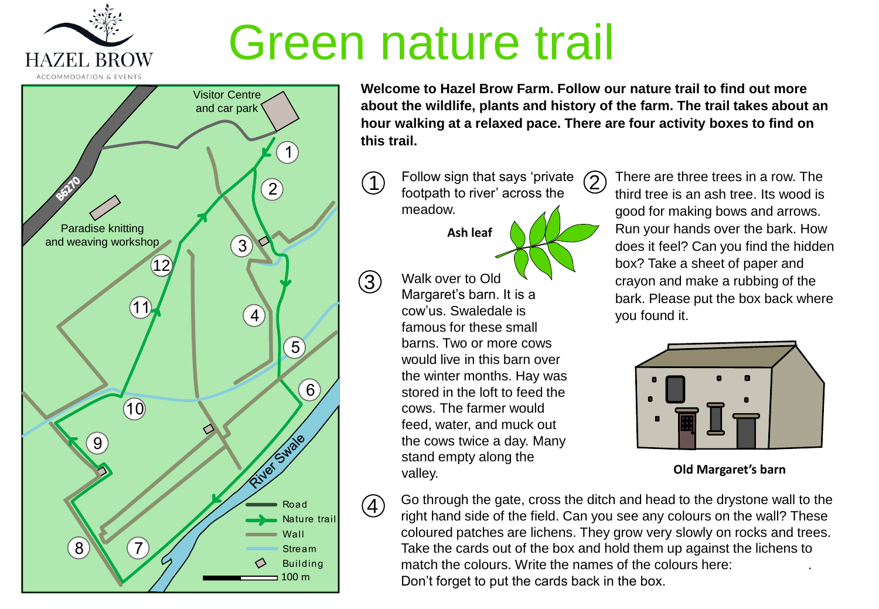HAZEL BROW

ACCOMMODATION & EVENTS

# Green nature trail

Visitor Centre and car park

B6270

Paradise knitting and weaving workshop

River Swale

Road

Nature trail

Wall

Stream

Building

100 m

**Welcome to Hazel Brow Farm. Follow our nature trail to find out more about the wildlife, plants and history of the farm. The trail takes about an hour walking at a relaxed pace. There are four activity boxes to find on this trail.**

① Follow sign that says 'private footpath to river' across the meadow.

**Ash leaf**

② There are three trees in a row. The third tree is an ash tree. Its wood is good for making bows and arrows. Run your hands over the bark. How does it feel? Can you find the hidden box? Take a sheet of paper and crayon and make a rubbing of the bark. Please put the box back where you found it.

③ Walk over to Old Margaret's barn. It is a cow'us. Swaledale is famous for these small barns. Two or more cows would live in this barn over the winter months. Hay was stored in the loft to feed the cows. The farmer would feed, water, and muck out the cows twice a day. Many stand empty along the valley.

**Old Margaret's barn**

④ Go through the gate, cross the ditch and head to the drystone wall to the right hand side of the field. Can you see any colours on the wall? These coloured patches are lichens. They grow very slowly on rocks and trees. Take the cards out of the box and hold them up against the lichens to match the colours. Write the names of the colours here: . Don't forget to put the cards back in the box.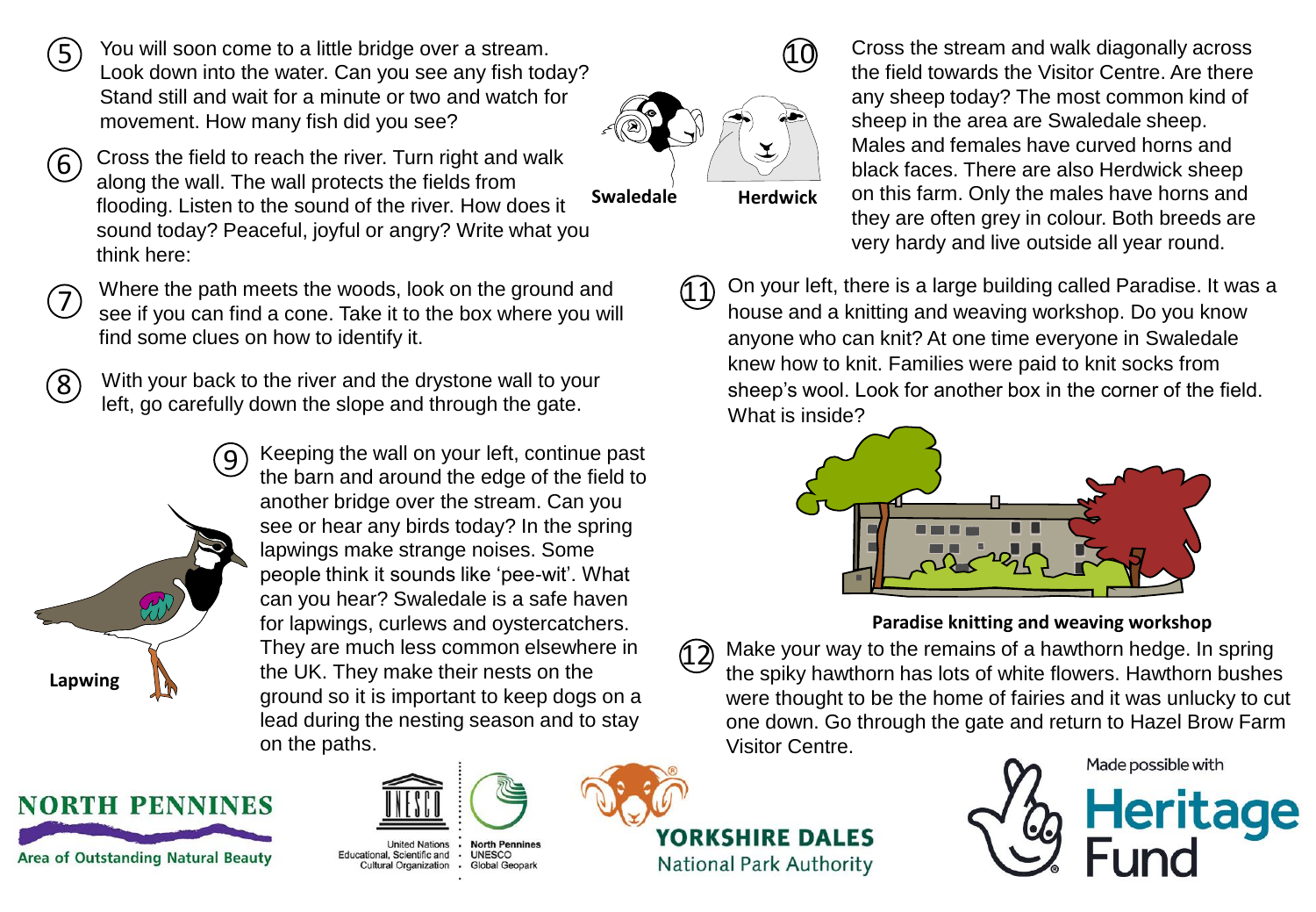5. You will soon come to a little bridge over a stream. Look down into the water. Can you see any fish today? Stand still and wait for a minute or two and watch for movement. How many fish did you see?

6. Cross the field to reach the river. Turn right and walk along the wall. The wall protects the fields from flooding. Listen to the sound of the river. How does it sound today? Peaceful, joyful or angry? Write what you think here:

7. Where the path meets the woods, look on the ground and see if you can find a cone. Take it to the box where you will find some clues on how to identify it.

8. With your back to the river and the drystone wall to your left, go carefully down the slope and through the gate.

9. Keeping the wall on your left, continue past the barn and around the edge of the field to another bridge over the stream. Can you see or hear any birds today? In the spring lapwings make strange noises. Some people think it sounds like 'pee-wit'. What can you hear? Swaledale is a safe haven for lapwings, curlews and oystercatchers. They are much less common elsewhere in the UK. They make their nests on the ground so it is important to keep dogs on a lead during the nesting season and to stay on the paths.

**Lapwing**

**Swaledale** **Herdwick**

10. Cross the stream and walk diagonally across the field towards the Visitor Centre. Are there any sheep today? The most common kind of sheep in the area are Swaledale sheep. Males and females have curved horns and black faces. There are also Herdwick sheep on this farm. Only the males have horns and they are often grey in colour. Both breeds are very hardy and live outside all year round.

11. On your left, there is a large building called Paradise. It was a house and a knitting and weaving workshop. Do you know anyone who can knit? At one time everyone in Swaledale knew how to knit. Families were paid to knit socks from sheep's wool. Look for another box in the corner of the field. What is inside?

**Paradise knitting and weaving workshop**

12. Make your way to the remains of a hawthorn hedge. In spring the spiky hawthorn has lots of white flowers. Hawthorn bushes were thought to be the home of fairies and it was unlucky to cut one down. Go through the gate and return to Hazel Brow Farm Visitor Centre.

NORTH PENNINES
Area of Outstanding Natural Beauty

United Nations Educational, Scientific and Cultural Organization · North Pennines UNESCO Global Geopark

YORKSHIRE DALES
National Park Authority

Made possible with
Heritage Fund